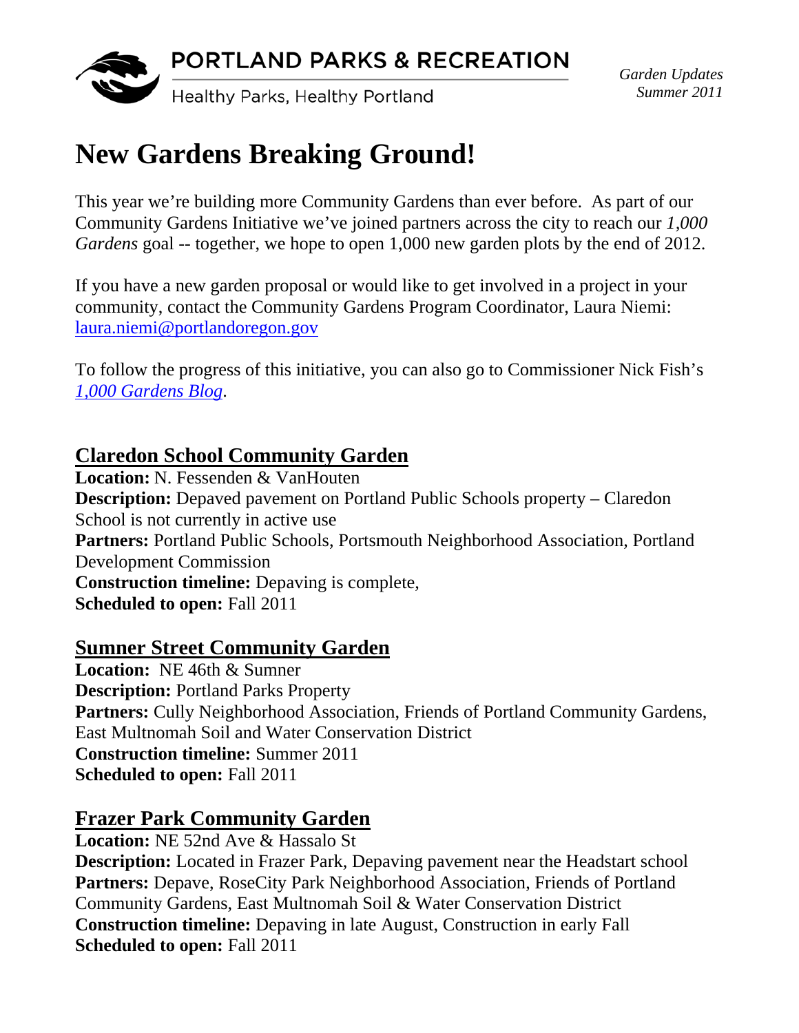PORTLAND PARKS & RECREATION

Healthy Parks, Healthy Portland

*Garden Updates*
*Summer 2011*

# New Gardens Breaking Ground!

This year we're building more Community Gardens than ever before. As part of our Community Gardens Initiative we've joined partners across the city to reach our *1,000 Gardens* goal -- together, we hope to open 1,000 new garden plots by the end of 2012.

If you have a new garden proposal or would like to get involved in a project in your community, contact the Community Gardens Program Coordinator, Laura Niemi: laura.niemi@portlandoregon.gov

To follow the progress of this initiative, you can also go to Commissioner Nick Fish's *1,000 Gardens Blog*.

## Claredon School Community Garden

**Location:** N. Fessenden & VanHouten
**Description:** Depaved pavement on Portland Public Schools property – Claredon School is not currently in active use
**Partners:** Portland Public Schools, Portsmouth Neighborhood Association, Portland Development Commission
**Construction timeline:** Depaving is complete,
**Scheduled to open:** Fall 2011

## Sumner Street Community Garden

**Location:** NE 46th & Sumner
**Description:** Portland Parks Property
**Partners:** Cully Neighborhood Association, Friends of Portland Community Gardens, East Multnomah Soil and Water Conservation District
**Construction timeline:** Summer 2011
**Scheduled to open:** Fall 2011

## Frazer Park Community Garden

**Location:** NE 52nd Ave & Hassalo St
**Description:** Located in Frazer Park, Depaving pavement near the Headstart school
**Partners:** Depave, RoseCity Park Neighborhood Association, Friends of Portland Community Gardens, East Multnomah Soil & Water Conservation District
**Construction timeline:** Depaving in late August, Construction in early Fall
**Scheduled to open:** Fall 2011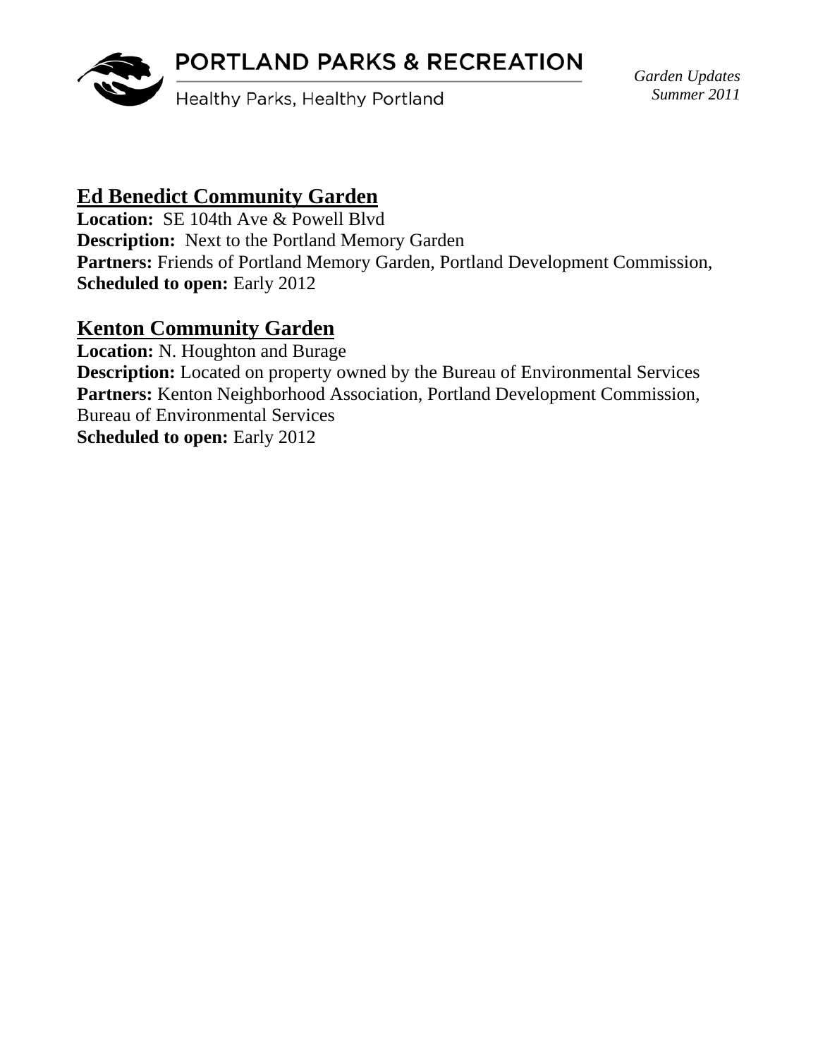## Ed Benedict Community Garden

**Location:** SE 104th Ave & Powell Blvd
**Description:** Next to the Portland Memory Garden
**Partners:** Friends of Portland Memory Garden, Portland Development Commission,
**Scheduled to open:** Early 2012

## Kenton Community Garden

**Location:** N. Houghton and Burage
**Description:** Located on property owned by the Bureau of Environmental Services
**Partners:** Kenton Neighborhood Association, Portland Development Commission, Bureau of Environmental Services
**Scheduled to open:** Early 2012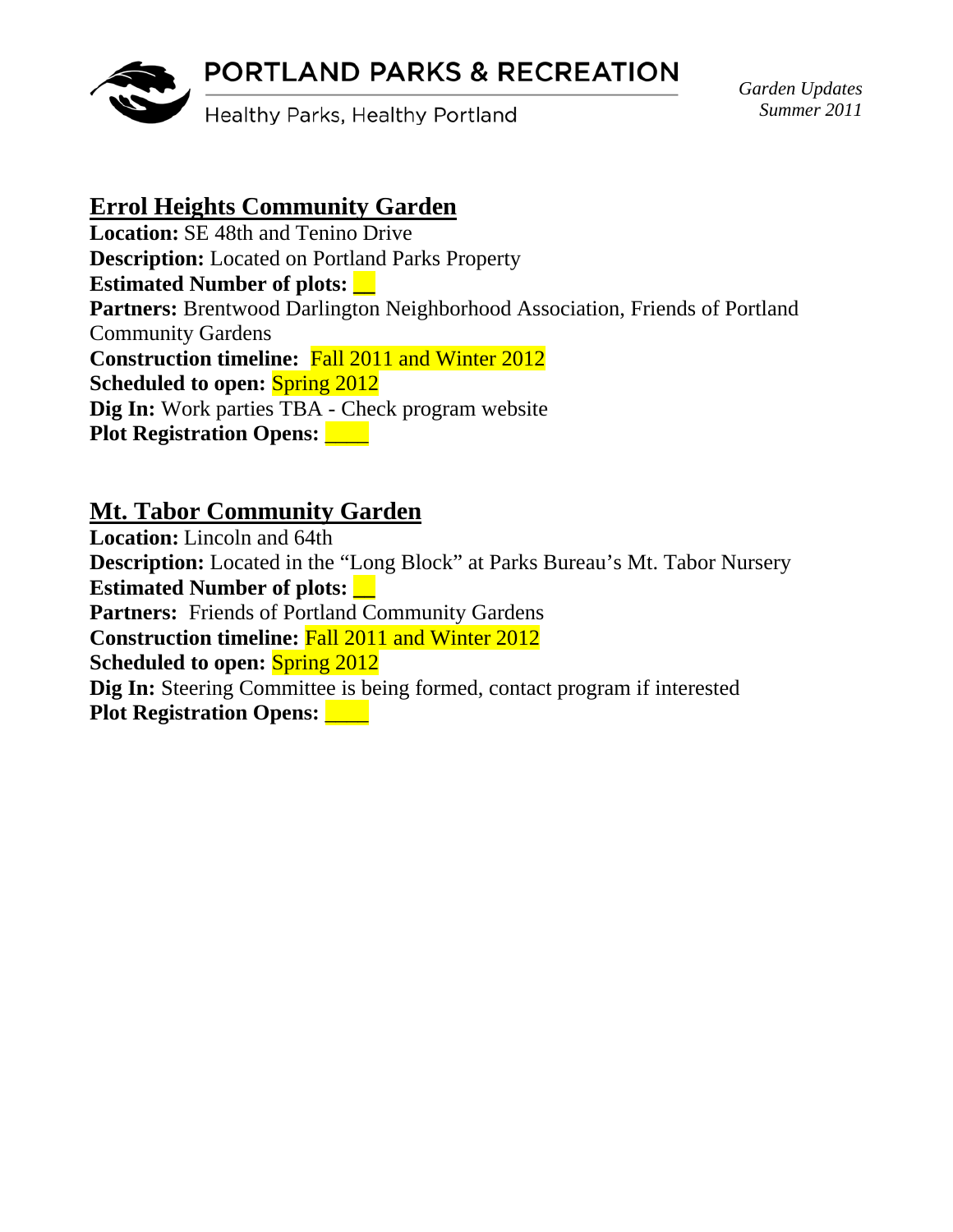PORTLAND PARKS & RECREATION

Healthy Parks, Healthy Portland

*Garden Updates*
*Summer 2011*

## Errol Heights Community Garden

**Location:** SE 48th and Tenino Drive
**Description:** Located on Portland Parks Property
**Estimated Number of plots:** __
**Partners:** Brentwood Darlington Neighborhood Association, Friends of Portland Community Gardens
**Construction timeline:** Fall 2011 and Winter 2012
**Scheduled to open:** Spring 2012
**Dig In:** Work parties TBA - Check program website
**Plot Registration Opens:** ____

## Mt. Tabor Community Garden

**Location:** Lincoln and 64th
**Description:** Located in the "Long Block" at Parks Bureau's Mt. Tabor Nursery
**Estimated Number of plots:** __
**Partners:** Friends of Portland Community Gardens
**Construction timeline:** Fall 2011 and Winter 2012
**Scheduled to open:** Spring 2012
**Dig In:** Steering Committee is being formed, contact program if interested
**Plot Registration Opens:** ____